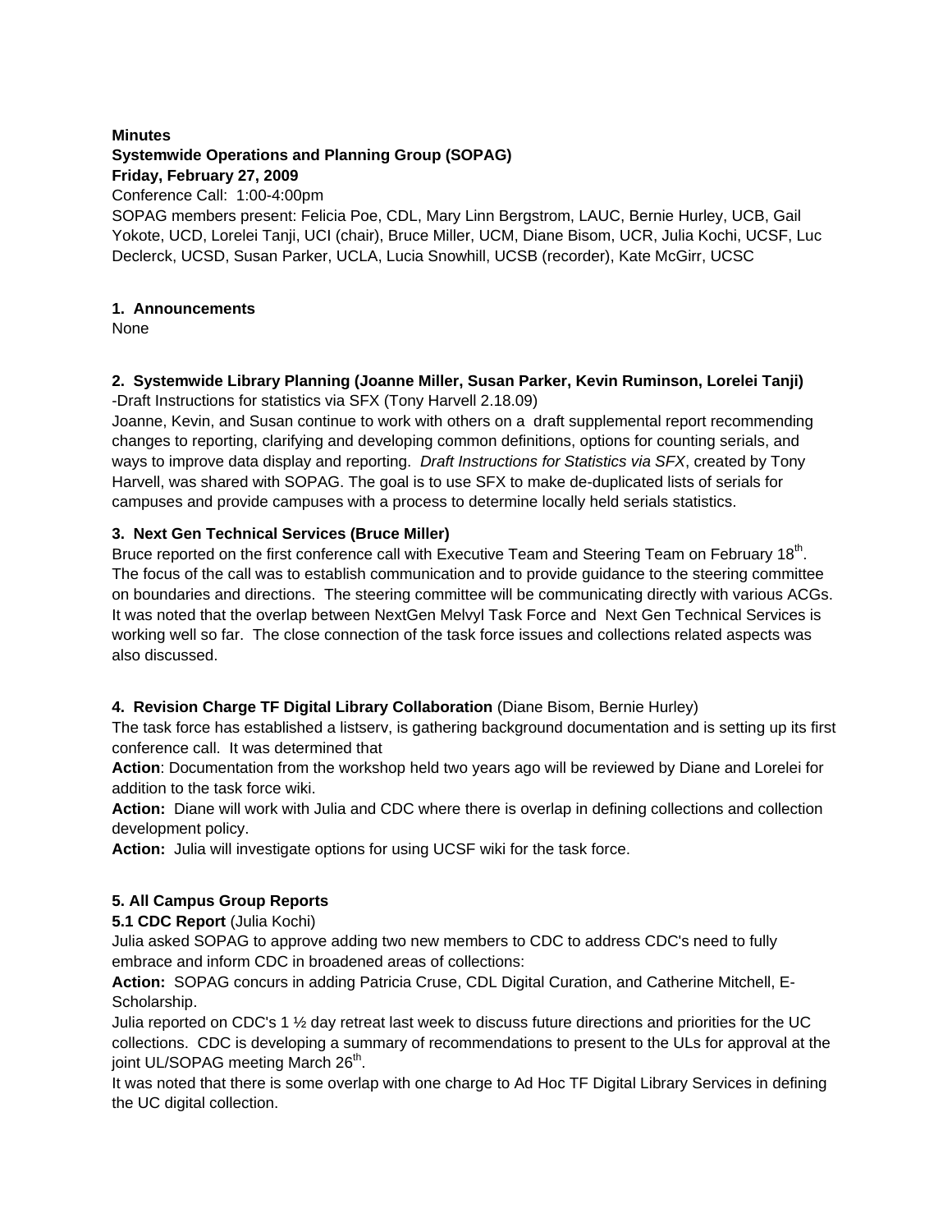**Minutes**
**Systemwide Operations and Planning Group (SOPAG)**
**Friday, February 27, 2009**
Conference Call: 1:00-4:00pm
SOPAG members present: Felicia Poe, CDL, Mary Linn Bergstrom, LAUC, Bernie Hurley, UCB, Gail Yokote, UCD, Lorelei Tanji, UCI (chair), Bruce Miller, UCM, Diane Bisom, UCR, Julia Kochi, UCSF, Luc Declerck, UCSD, Susan Parker, UCLA, Lucia Snowhill, UCSB (recorder), Kate McGirr, UCSC

**1. Announcements**
None

**2. Systemwide Library Planning (Joanne Miller, Susan Parker, Kevin Ruminson, Lorelei Tanji)**
-Draft Instructions for statistics via SFX (Tony Harvell 2.18.09)
Joanne, Kevin, and Susan continue to work with others on a draft supplemental report recommending changes to reporting, clarifying and developing common definitions, options for counting serials, and ways to improve data display and reporting. *Draft Instructions for Statistics via SFX*, created by Tony Harvell, was shared with SOPAG. The goal is to use SFX to make de-duplicated lists of serials for campuses and provide campuses with a process to determine locally held serials statistics.

**3. Next Gen Technical Services (Bruce Miller)**
Bruce reported on the first conference call with Executive Team and Steering Team on February 18th. The focus of the call was to establish communication and to provide guidance to the steering committee on boundaries and directions. The steering committee will be communicating directly with various ACGs. It was noted that the overlap between NextGen Melvyl Task Force and Next Gen Technical Services is working well so far. The close connection of the task force issues and collections related aspects was also discussed.

**4. Revision Charge TF Digital Library Collaboration** (Diane Bisom, Bernie Hurley)
The task force has established a listserv, is gathering background documentation and is setting up its first conference call. It was determined that
**Action**: Documentation from the workshop held two years ago will be reviewed by Diane and Lorelei for addition to the task force wiki.
**Action:** Diane will work with Julia and CDC where there is overlap in defining collections and collection development policy.
**Action:** Julia will investigate options for using UCSF wiki for the task force.

**5. All Campus Group Reports**
**5.1 CDC Report** (Julia Kochi)
Julia asked SOPAG to approve adding two new members to CDC to address CDC's need to fully embrace and inform CDC in broadened areas of collections:
**Action:** SOPAG concurs in adding Patricia Cruse, CDL Digital Curation, and Catherine Mitchell, E-Scholarship.
Julia reported on CDC's 1 ½ day retreat last week to discuss future directions and priorities for the UC collections. CDC is developing a summary of recommendations to present to the ULs for approval at the joint UL/SOPAG meeting March 26th.
It was noted that there is some overlap with one charge to Ad Hoc TF Digital Library Services in defining the UC digital collection.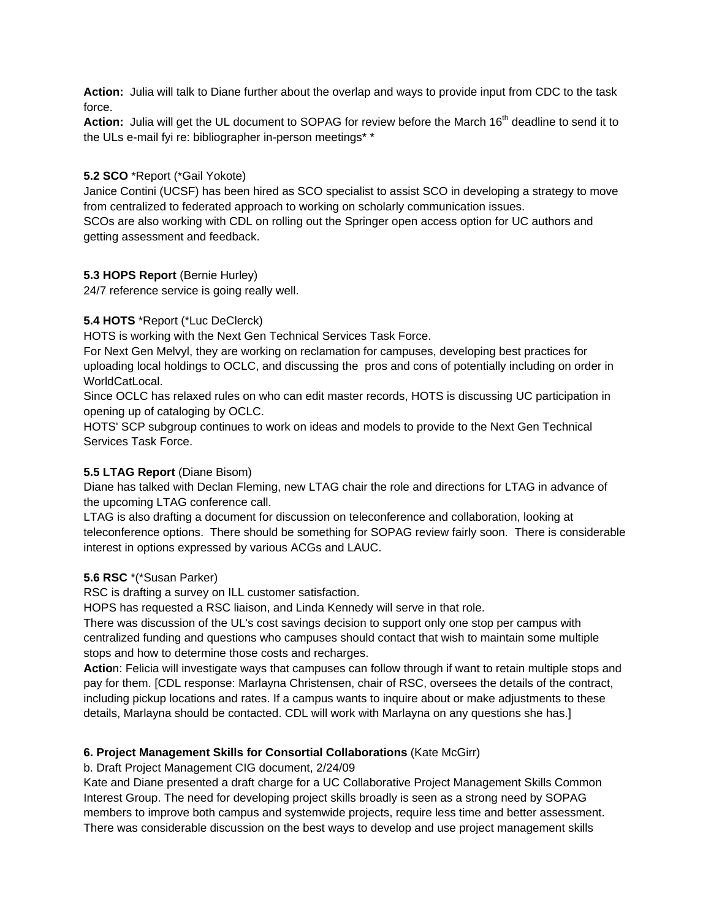**Action:** Julia will talk to Diane further about the overlap and ways to provide input from CDC to the task force.
**Action:** Julia will get the UL document to SOPAG for review before the March 16th deadline to send it to the ULs e-mail fyi re: bibliographer in-person meetings* *

**5.2 SCO** *Report (*Gail Yokote)
Janice Contini (UCSF) has been hired as SCO specialist to assist SCO in developing a strategy to move from centralized to federated approach to working on scholarly communication issues.
SCOs are also working with CDL on rolling out the Springer open access option for UC authors and getting assessment and feedback.

**5.3 HOPS Report** (Bernie Hurley)
24/7 reference service is going really well.

**5.4 HOTS** *Report (*Luc DeClerck)
HOTS is working with the Next Gen Technical Services Task Force.
For Next Gen Melvyl, they are working on reclamation for campuses, developing best practices for uploading local holdings to OCLC, and discussing the pros and cons of potentially including on order in WorldCatLocal.
Since OCLC has relaxed rules on who can edit master records, HOTS is discussing UC participation in opening up of cataloging by OCLC.
HOTS' SCP subgroup continues to work on ideas and models to provide to the Next Gen Technical Services Task Force.

**5.5 LTAG Report** (Diane Bisom)
Diane has talked with Declan Fleming, new LTAG chair the role and directions for LTAG in advance of the upcoming LTAG conference call.
LTAG is also drafting a document for discussion on teleconference and collaboration, looking at teleconference options. There should be something for SOPAG review fairly soon. There is considerable interest in options expressed by various ACGs and LAUC.

**5.6 RSC** *(*Susan Parker)
RSC is drafting a survey on ILL customer satisfaction.
HOPS has requested a RSC liaison, and Linda Kennedy will serve in that role.
There was discussion of the UL's cost savings decision to support only one stop per campus with centralized funding and questions who campuses should contact that wish to maintain some multiple stops and how to determine those costs and recharges.
**Actio**n: Felicia will investigate ways that campuses can follow through if want to retain multiple stops and pay for them. [CDL response: Marlayna Christensen, chair of RSC, oversees the details of the contract, including pickup locations and rates. If a campus wants to inquire about or make adjustments to these details, Marlayna should be contacted. CDL will work with Marlayna on any questions she has.]

**6. Project Management Skills for Consortial Collaborations** (Kate McGirr)
b. Draft Project Management CIG document, 2/24/09
Kate and Diane presented a draft charge for a UC Collaborative Project Management Skills Common Interest Group. The need for developing project skills broadly is seen as a strong need by SOPAG members to improve both campus and systemwide projects, require less time and better assessment. There was considerable discussion on the best ways to develop and use project management skills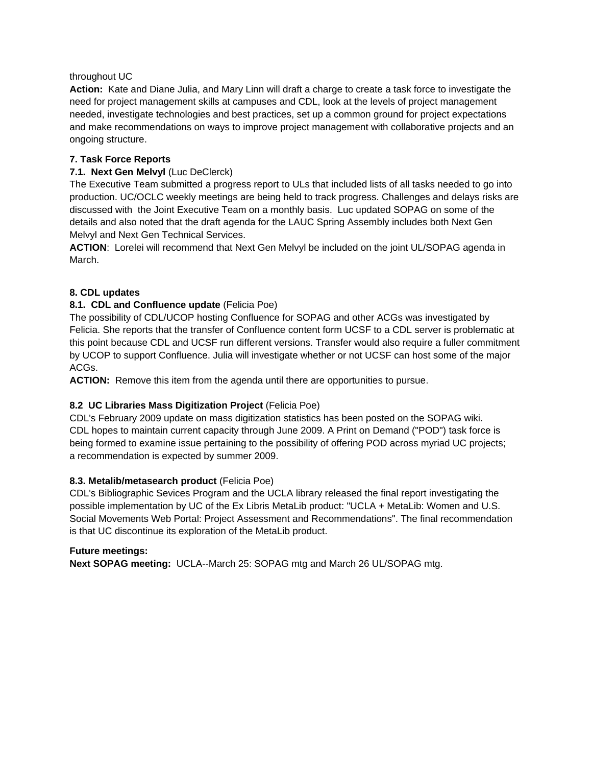throughout UC

**Action:** Kate and Diane Julia, and Mary Linn will draft a charge to create a task force to investigate the need for project management skills at campuses and CDL, look at the levels of project management needed, investigate technologies and best practices, set up a common ground for project expectations and make recommendations on ways to improve project management with collaborative projects and an ongoing structure.

**7. Task Force Reports**

**7.1. Next Gen Melvyl** (Luc DeClerck)

The Executive Team submitted a progress report to ULs that included lists of all tasks needed to go into production. UC/OCLC weekly meetings are being held to track progress. Challenges and delays risks are discussed with the Joint Executive Team on a monthly basis. Luc updated SOPAG on some of the details and also noted that the draft agenda for the LAUC Spring Assembly includes both Next Gen Melvyl and Next Gen Technical Services.

**ACTION**: Lorelei will recommend that Next Gen Melvyl be included on the joint UL/SOPAG agenda in March.

**8. CDL updates**

**8.1. CDL and Confluence update** (Felicia Poe)

The possibility of CDL/UCOP hosting Confluence for SOPAG and other ACGs was investigated by Felicia. She reports that the transfer of Confluence content form UCSF to a CDL server is problematic at this point because CDL and UCSF run different versions. Transfer would also require a fuller commitment by UCOP to support Confluence. Julia will investigate whether or not UCSF can host some of the major ACGs.

**ACTION:** Remove this item from the agenda until there are opportunities to pursue.

**8.2 UC Libraries Mass Digitization Project** (Felicia Poe)

CDL's February 2009 update on mass digitization statistics has been posted on the SOPAG wiki. CDL hopes to maintain current capacity through June 2009. A Print on Demand ("POD") task force is being formed to examine issue pertaining to the possibility of offering POD across myriad UC projects; a recommendation is expected by summer 2009.

**8.3. Metalib/metasearch product** (Felicia Poe)

CDL's Bibliographic Sevices Program and the UCLA library released the final report investigating the possible implementation by UC of the Ex Libris MetaLib product: "UCLA + MetaLib: Women and U.S. Social Movements Web Portal: Project Assessment and Recommendations". The final recommendation is that UC discontinue its exploration of the MetaLib product.

**Future meetings:**

**Next SOPAG meeting:** UCLA--March 25: SOPAG mtg and March 26 UL/SOPAG mtg.